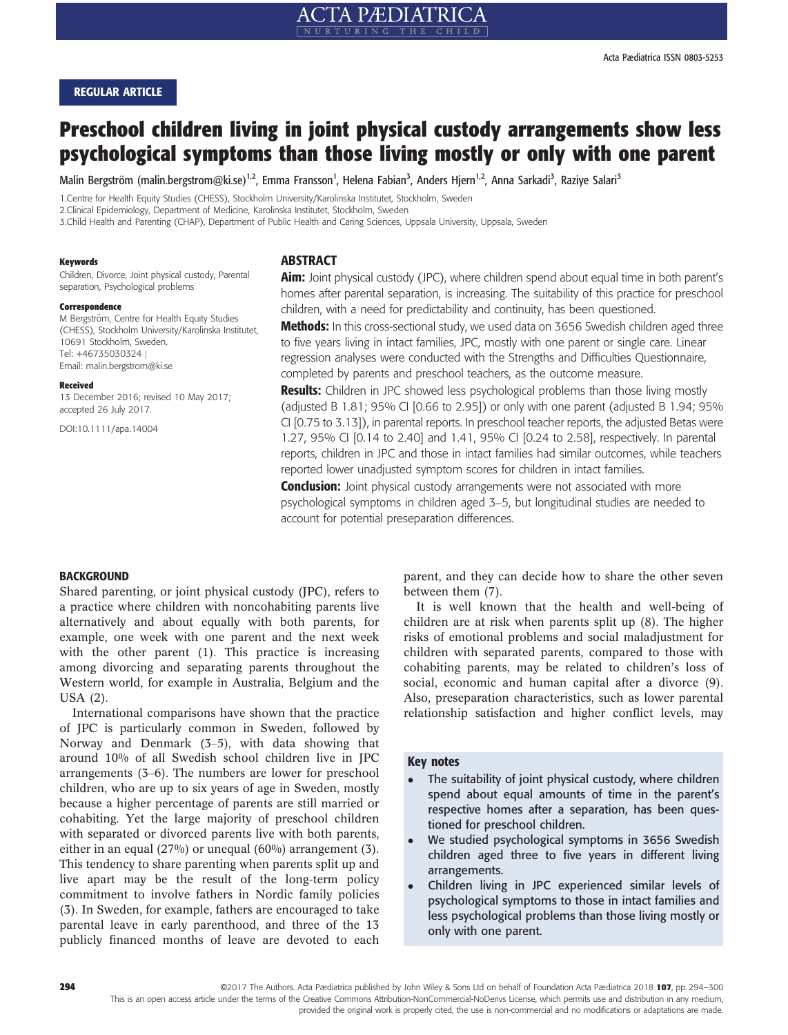REGULAR ARTICLE

# Preschool children living in joint physical custody arrangements show less psychological symptoms than those living mostly or only with one parent

Malin Bergström (malin.bergstrom@ki.se)[1,2], Emma Fransson[1], Helena Fabian[3], Anders Hjern[1,2], Anna Sarkadi[3], Raziye Salari[3]

1.Centre for Health Equity Studies (CHESS), Stockholm University/Karolinska Institutet, Stockholm, Sweden
2.Clinical Epidemiology, Department of Medicine, Karolinska Institutet, Stockholm, Sweden
3.Child Health and Parenting (CHAP), Department of Public Health and Caring Sciences, Uppsala University, Uppsala, Sweden

**Keywords**
Children, Divorce, Joint physical custody, Parental separation, Psychological problems

**Correspondence**
M Bergström, Centre for Health Equity Studies (CHESS), Stockholm University/Karolinska Institutet, 10691 Stockholm, Sweden.
Tel: +46735030324 |
Email: malin.bergstrom@ki.se

**Received**
13 December 2016; revised 10 May 2017; accepted 26 July 2017.

DOI:10.1111/apa.14004

## ABSTRACT

**Aim:** Joint physical custody (JPC), where children spend about equal time in both parent's homes after parental separation, is increasing. The suitability of this practice for preschool children, with a need for predictability and continuity, has been questioned.

**Methods:** In this cross-sectional study, we used data on 3656 Swedish children aged three to five years living in intact families, JPC, mostly with one parent or single care. Linear regression analyses were conducted with the Strengths and Difficulties Questionnaire, completed by parents and preschool teachers, as the outcome measure.

**Results:** Children in JPC showed less psychological problems than those living mostly (adjusted B 1.81; 95% CI [0.66 to 2.95]) or only with one parent (adjusted B 1.94; 95% CI [0.75 to 3.13]), in parental reports. In preschool teacher reports, the adjusted Betas were 1.27, 95% CI [0.14 to 2.40] and 1.41, 95% CI [0.24 to 2.58], respectively. In parental reports, children in JPC and those in intact families had similar outcomes, while teachers reported lower unadjusted symptom scores for children in intact families.

**Conclusion:** Joint physical custody arrangements were not associated with more psychological symptoms in children aged 3–5, but longitudinal studies are needed to account for potential preseparation differences.

## BACKGROUND

Shared parenting, or joint physical custody (JPC), refers to a practice where children with noncohabiting parents live alternatively and about equally with both parents, for example, one week with one parent and the next week with the other parent (1). This practice is increasing among divorcing and separating parents throughout the Western world, for example in Australia, Belgium and the USA (2).

International comparisons have shown that the practice of JPC is particularly common in Sweden, followed by Norway and Denmark (3–5), with data showing that around 10% of all Swedish school children live in JPC arrangements (3–6). The numbers are lower for preschool children, who are up to six years of age in Sweden, mostly because a higher percentage of parents are still married or cohabiting. Yet the large majority of preschool children with separated or divorced parents live with both parents, either in an equal (27%) or unequal (60%) arrangement (3). This tendency to share parenting when parents split up and live apart may be the result of the long-term policy commitment to involve fathers in Nordic family policies (3). In Sweden, for example, fathers are encouraged to take parental leave in early parenthood, and three of the 13 publicly financed months of leave are devoted to each parent, and they can decide how to share the other seven between them (7).

It is well known that the health and well-being of children are at risk when parents split up (8). The higher risks of emotional problems and social maladjustment for children with separated parents, compared to those with cohabiting parents, may be related to children's loss of social, economic and human capital after a divorce (9). Also, preseparation characteristics, such as lower parental relationship satisfaction and higher conflict levels, may

### Key notes

- The suitability of joint physical custody, where children spend about equal amounts of time in the parent's respective homes after a separation, has been questioned for preschool children.
- We studied psychological symptoms in 3656 Swedish children aged three to five years in different living arrangements.
- Children living in JPC experienced similar levels of psychological symptoms to those in intact families and less psychological problems than those living mostly or only with one parent.

©2017 The Authors. Acta Pædiatrica published by John Wiley & Sons Ltd on behalf of Foundation Acta Pædiatrica
This is an open access article under the terms of the Creative Commons Attribution-NonCommercial-NoDerivs License, which permits use and distribution in any medium, provided the original work is properly cited, the use is non-commercial and no modifications or adaptations are made.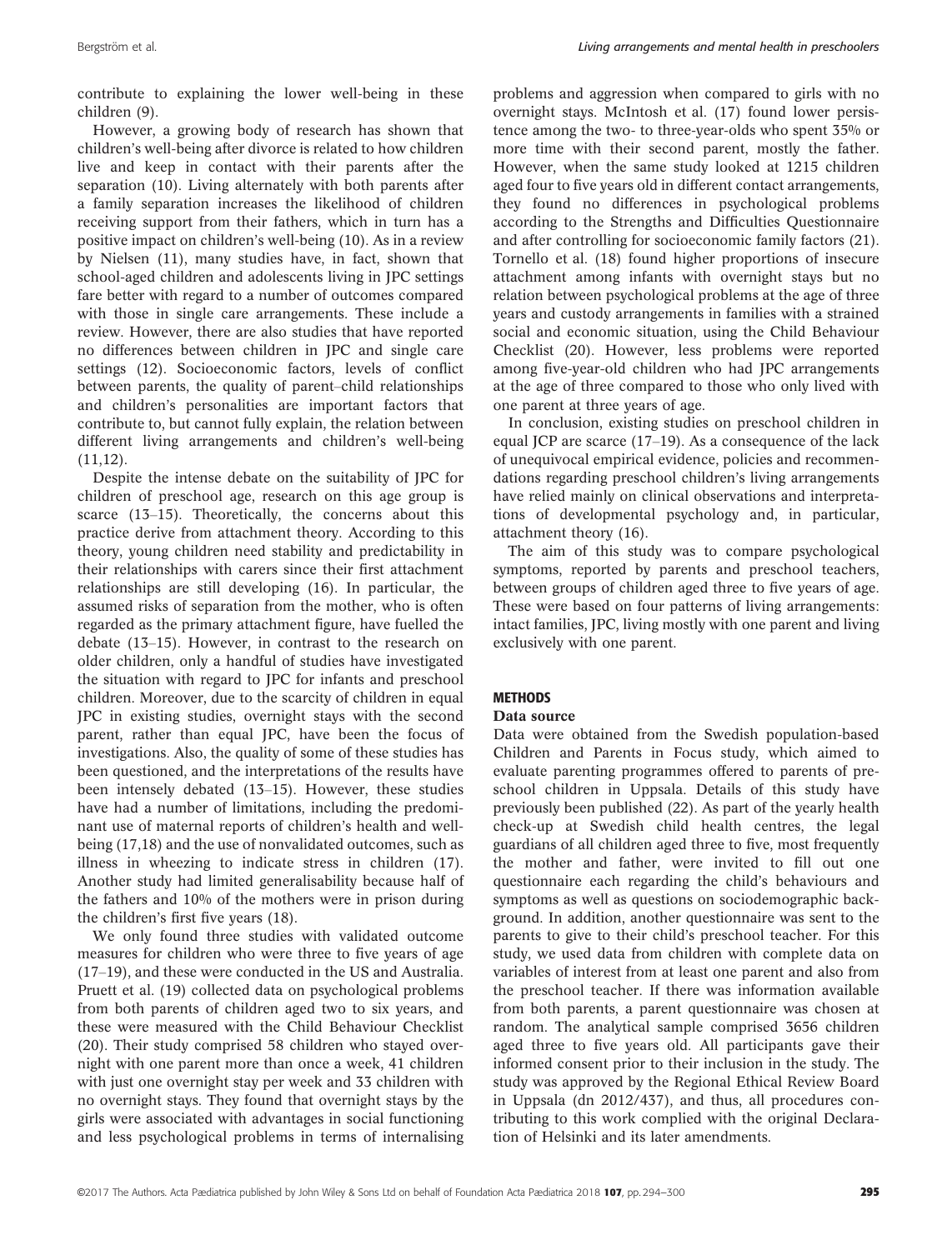contribute to explaining the lower well-being in these children (9).

However, a growing body of research has shown that children's well-being after divorce is related to how children live and keep in contact with their parents after the separation (10). Living alternately with both parents after a family separation increases the likelihood of children receiving support from their fathers, which in turn has a positive impact on children's well-being (10). As in a review by Nielsen (11), many studies have, in fact, shown that school-aged children and adolescents living in JPC settings fare better with regard to a number of outcomes compared with those in single care arrangements. These include a review. However, there are also studies that have reported no differences between children in JPC and single care settings (12). Socioeconomic factors, levels of conflict between parents, the quality of parent–child relationships and children's personalities are important factors that contribute to, but cannot fully explain, the relation between different living arrangements and children's well-being (11,12).

Despite the intense debate on the suitability of JPC for children of preschool age, research on this age group is scarce (13–15). Theoretically, the concerns about this practice derive from attachment theory. According to this theory, young children need stability and predictability in their relationships with carers since their first attachment relationships are still developing (16). In particular, the assumed risks of separation from the mother, who is often regarded as the primary attachment figure, have fuelled the debate (13–15). However, in contrast to the research on older children, only a handful of studies have investigated the situation with regard to JPC for infants and preschool children. Moreover, due to the scarcity of children in equal JPC in existing studies, overnight stays with the second parent, rather than equal JPC, have been the focus of investigations. Also, the quality of some of these studies has been questioned, and the interpretations of the results have been intensely debated (13–15). However, these studies have had a number of limitations, including the predominant use of maternal reports of children's health and well-being (17,18) and the use of nonvalidated outcomes, such as illness in wheezing to indicate stress in children (17). Another study had limited generalisability because half of the fathers and 10% of the mothers were in prison during the children's first five years (18).

We only found three studies with validated outcome measures for children who were three to five years of age (17–19), and these were conducted in the US and Australia. Pruett et al. (19) collected data on psychological problems from both parents of children aged two to six years, and these were measured with the Child Behaviour Checklist (20). Their study comprised 58 children who stayed overnight with one parent more than once a week, 41 children with just one overnight stay per week and 33 children with no overnight stays. They found that overnight stays by the girls were associated with advantages in social functioning and less psychological problems in terms of internalising problems and aggression when compared to girls with no overnight stays. McIntosh et al. (17) found lower persistence among the two- to three-year-olds who spent 35% or more time with their second parent, mostly the father. However, when the same study looked at 1215 children aged four to five years old in different contact arrangements, they found no differences in psychological problems according to the Strengths and Difficulties Questionnaire and after controlling for socioeconomic family factors (21). Tornello et al. (18) found higher proportions of insecure attachment among infants with overnight stays but no relation between psychological problems at the age of three years and custody arrangements in families with a strained social and economic situation, using the Child Behaviour Checklist (20). However, less problems were reported among five-year-old children who had JPC arrangements at the age of three compared to those who only lived with one parent at three years of age.

In conclusion, existing studies on preschool children in equal JCP are scarce (17–19). As a consequence of the lack of unequivocal empirical evidence, policies and recommendations regarding preschool children's living arrangements have relied mainly on clinical observations and interpretations of developmental psychology and, in particular, attachment theory (16).

The aim of this study was to compare psychological symptoms, reported by parents and preschool teachers, between groups of children aged three to five years of age. These were based on four patterns of living arrangements: intact families, JPC, living mostly with one parent and living exclusively with one parent.

## METHODS

### Data source

Data were obtained from the Swedish population-based Children and Parents in Focus study, which aimed to evaluate parenting programmes offered to parents of preschool children in Uppsala. Details of this study have previously been published (22). As part of the yearly health check-up at Swedish child health centres, the legal guardians of all children aged three to five, most frequently the mother and father, were invited to fill out one questionnaire each regarding the child's behaviours and symptoms as well as questions on sociodemographic background. In addition, another questionnaire was sent to the parents to give to their child's preschool teacher. For this study, we used data from children with complete data on variables of interest from at least one parent and also from the preschool teacher. If there was information available from both parents, a parent questionnaire was chosen at random. The analytical sample comprised 3656 children aged three to five years old. All participants gave their informed consent prior to their inclusion in the study. The study was approved by the Regional Ethical Review Board in Uppsala (dn 2012/437), and thus, all procedures contributing to this work complied with the original Declaration of Helsinki and its later amendments.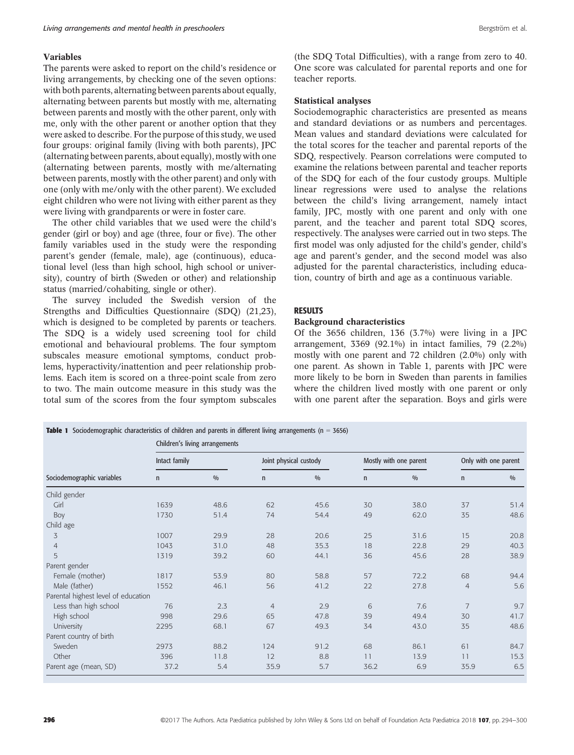### Variables

The parents were asked to report on the child's residence or living arrangements, by checking one of the seven options: with both parents, alternating between parents about equally, alternating between parents but mostly with me, alternating between parents and mostly with the other parent, only with me, only with the other parent or another option that they were asked to describe. For the purpose of this study, we used four groups: original family (living with both parents), JPC (alternating between parents, about equally), mostly with one (alternating between parents, mostly with me/alternating between parents, mostly with the other parent) and only with one (only with me/only with the other parent). We excluded eight children who were not living with either parent as they were living with grandparents or were in foster care.

The other child variables that we used were the child's gender (girl or boy) and age (three, four or five). The other family variables used in the study were the responding parent's gender (female, male), age (continuous), educational level (less than high school, high school or university), country of birth (Sweden or other) and relationship status (married/cohabiting, single or other).

The survey included the Swedish version of the Strengths and Difficulties Questionnaire (SDQ) (21,23), which is designed to be completed by parents or teachers. The SDQ is a widely used screening tool for child emotional and behavioural problems. The four symptom subscales measure emotional symptoms, conduct problems, hyperactivity/inattention and peer relationship problems. Each item is scored on a three-point scale from zero to two. The main outcome measure in this study was the total sum of the scores from the four symptom subscales (the SDQ Total Difficulties), with a range from zero to 40. One score was calculated for parental reports and one for teacher reports.

### Statistical analyses

Sociodemographic characteristics are presented as means and standard deviations or as numbers and percentages. Mean values and standard deviations were calculated for the total scores for the teacher and parental reports of the SDQ, respectively. Pearson correlations were computed to examine the relations between parental and teacher reports of the SDQ for each of the four custody groups. Multiple linear regressions were used to analyse the relations between the child's living arrangement, namely intact family, JPC, mostly with one parent and only with one parent, and the teacher and parent total SDQ scores, respectively. The analyses were carried out in two steps. The first model was only adjusted for the child's gender, child's age and parent's gender, and the second model was also adjusted for the parental characteristics, including education, country of birth and age as a continuous variable.

## RESULTS

### Background characteristics

Of the 3656 children, 136 (3.7%) were living in a JPC arrangement, 3369 (92.1%) in intact families, 79 (2.2%) mostly with one parent and 72 children (2.0%) only with one parent. As shown in Table 1, parents with JPC were more likely to be born in Sweden than parents in families where the children lived mostly with one parent or only with one parent after the separation. Boys and girls were

**Table 1** Sociodemographic characteristics of children and parents in different living arrangements (n = 3656)

| | Children's living arrangements | | | | | | | |
|---|---|---|---|---|---|---|---|---|
| | Intact family | | Joint physical custody | | Mostly with one parent | | Only with one parent | |
| Sociodemographic variables | n | % | n | % | n | % | n | % |
| Child gender | | | | | | | | |
| Girl | 1639 | 48.6 | 62 | 45.6 | 30 | 38.0 | 37 | 51.4 |
| Boy | 1730 | 51.4 | 74 | 54.4 | 49 | 62.0 | 35 | 48.6 |
| Child age | | | | | | | | |
| 3 | 1007 | 29.9 | 28 | 20.6 | 25 | 31.6 | 15 | 20.8 |
| 4 | 1043 | 31.0 | 48 | 35.3 | 18 | 22.8 | 29 | 40.3 |
| 5 | 1319 | 39.2 | 60 | 44.1 | 36 | 45.6 | 28 | 38.9 |
| Parent gender | | | | | | | | |
| Female (mother) | 1817 | 53.9 | 80 | 58.8 | 57 | 72.2 | 68 | 94.4 |
| Male (father) | 1552 | 46.1 | 56 | 41.2 | 22 | 27.8 | 4 | 5.6 |
| Parental highest level of education | | | | | | | | |
| Less than high school | 76 | 2.3 | 4 | 2.9 | 6 | 7.6 | 7 | 9.7 |
| High school | 998 | 29.6 | 65 | 47.8 | 39 | 49.4 | 30 | 41.7 |
| University | 2295 | 68.1 | 67 | 49.3 | 34 | 43.0 | 35 | 48.6 |
| Parent country of birth | | | | | | | | |
| Sweden | 2973 | 88.2 | 124 | 91.2 | 68 | 86.1 | 61 | 84.7 |
| Other | 396 | 11.8 | 12 | 8.8 | 11 | 13.9 | 11 | 15.3 |
| Parent age (mean, SD) | 37.2 | 5.4 | 35.9 | 5.7 | 36.2 | 6.9 | 35.9 | 6.5 |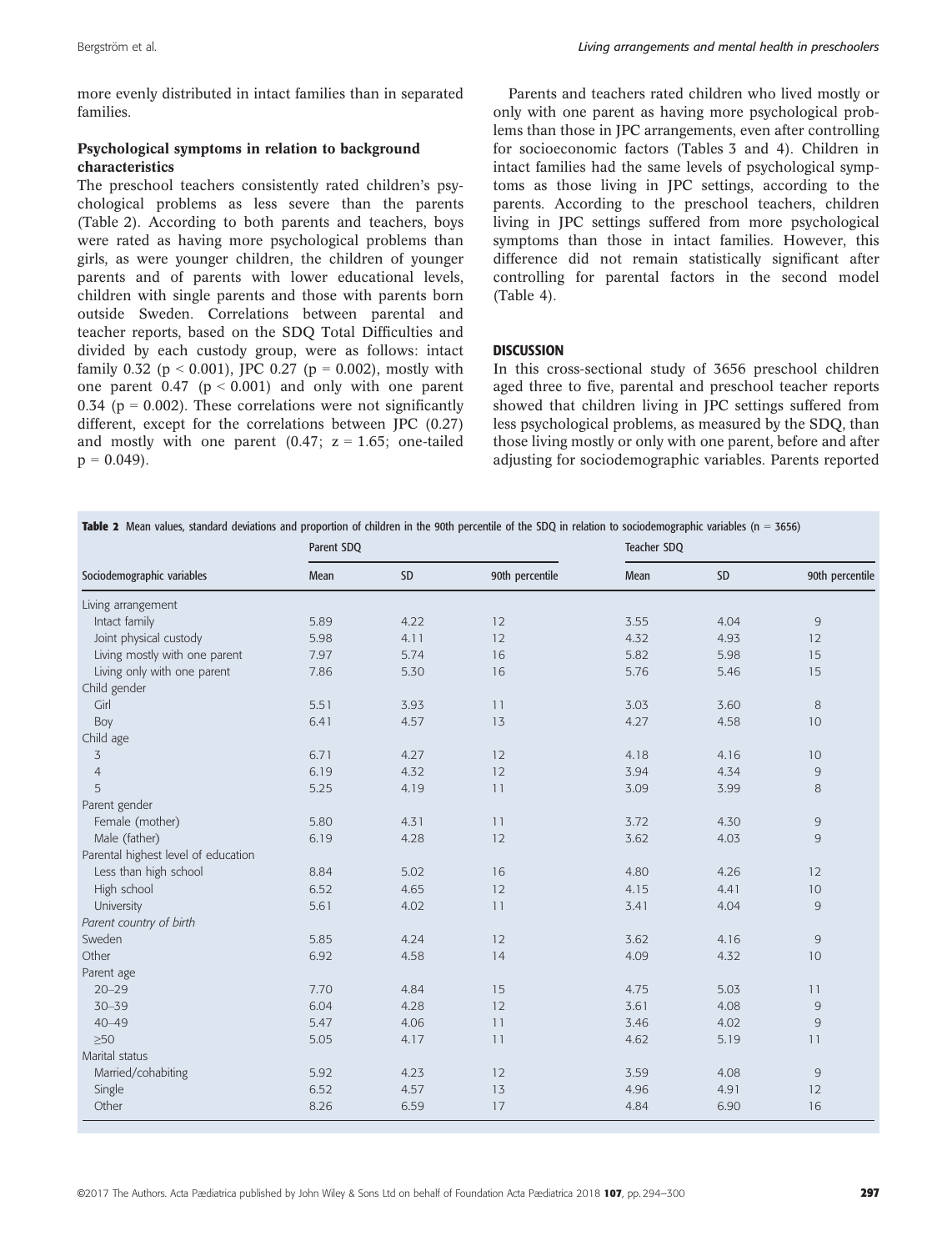more evenly distributed in intact families than in separated families.

### Psychological symptoms in relation to background characteristics

The preschool teachers consistently rated children's psychological problems as less severe than the parents (Table 2). According to both parents and teachers, boys were rated as having more psychological problems than girls, as were younger children, the children of younger parents and of parents with lower educational levels, children with single parents and those with parents born outside Sweden. Correlations between parental and teacher reports, based on the SDQ Total Difficulties and divided by each custody group, were as follows: intact family 0.32 ($p < 0.001$), JPC 0.27 ($p = 0.002$), mostly with one parent 0.47 ($p < 0.001$) and only with one parent 0.34 ($p = 0.002$). These correlations were not significantly different, except for the correlations between JPC (0.27) and mostly with one parent (0.47; $z = 1.65$; one-tailed $p = 0.049$).

Parents and teachers rated children who lived mostly or only with one parent as having more psychological problems than those in JPC arrangements, even after controlling for socioeconomic factors (Tables 3 and 4). Children in intact families had the same levels of psychological symptoms as those living in JPC settings, according to the parents. According to the preschool teachers, children living in JPC settings suffered from more psychological symptoms than those in intact families. However, this difference did not remain statistically significant after controlling for parental factors in the second model (Table 4).

## DISCUSSION

In this cross-sectional study of 3656 preschool children aged three to five, parental and preschool teacher reports showed that children living in JPC settings suffered from less psychological problems, as measured by the SDQ, than those living mostly or only with one parent, before and after adjusting for sociodemographic variables. Parents reported

**Table 2** Mean values, standard deviations and proportion of children in the 90th percentile of the SDQ in relation to sociodemographic variables ($n = 3656$)

| | Parent SDQ | | | Teacher SDQ | | |
|---|---|---|---|---|---|---|
| Sociodemographic variables | Mean | SD | 90th percentile | Mean | SD | 90th percentile |
| Living arrangement | | | | | | |
| Intact family | 5.89 | 4.22 | 12 | 3.55 | 4.04 | 9 |
| Joint physical custody | 5.98 | 4.11 | 12 | 4.32 | 4.93 | 12 |
| Living mostly with one parent | 7.97 | 5.74 | 16 | 5.82 | 5.98 | 15 |
| Living only with one parent | 7.86 | 5.30 | 16 | 5.76 | 5.46 | 15 |
| Child gender | | | | | | |
| Girl | 5.51 | 3.93 | 11 | 3.03 | 3.60 | 8 |
| Boy | 6.41 | 4.57 | 13 | 4.27 | 4.58 | 10 |
| Child age | | | | | | |
| 3 | 6.71 | 4.27 | 12 | 4.18 | 4.16 | 10 |
| 4 | 6.19 | 4.32 | 12 | 3.94 | 4.34 | 9 |
| 5 | 5.25 | 4.19 | 11 | 3.09 | 3.99 | 8 |
| Parent gender | | | | | | |
| Female (mother) | 5.80 | 4.31 | 11 | 3.72 | 4.30 | 9 |
| Male (father) | 6.19 | 4.28 | 12 | 3.62 | 4.03 | 9 |
| Parental highest level of education | | | | | | |
| Less than high school | 8.84 | 5.02 | 16 | 4.80 | 4.26 | 12 |
| High school | 6.52 | 4.65 | 12 | 4.15 | 4.41 | 10 |
| University | 5.61 | 4.02 | 11 | 3.41 | 4.04 | 9 |
| *Parent country of birth* | | | | | | |
| Sweden | 5.85 | 4.24 | 12 | 3.62 | 4.16 | 9 |
| Other | 6.92 | 4.58 | 14 | 4.09 | 4.32 | 10 |
| Parent age | | | | | | |
| 20–29 | 7.70 | 4.84 | 15 | 4.75 | 5.03 | 11 |
| 30–39 | 6.04 | 4.28 | 12 | 3.61 | 4.08 | 9 |
| 40–49 | 5.47 | 4.06 | 11 | 3.46 | 4.02 | 9 |
| ≥50 | 5.05 | 4.17 | 11 | 4.62 | 5.19 | 11 |
| Marital status | | | | | | |
| Married/cohabiting | 5.92 | 4.23 | 12 | 3.59 | 4.08 | 9 |
| Single | 6.52 | 4.57 | 13 | 4.96 | 4.91 | 12 |
| Other | 8.26 | 6.59 | 17 | 4.84 | 6.90 | 16 |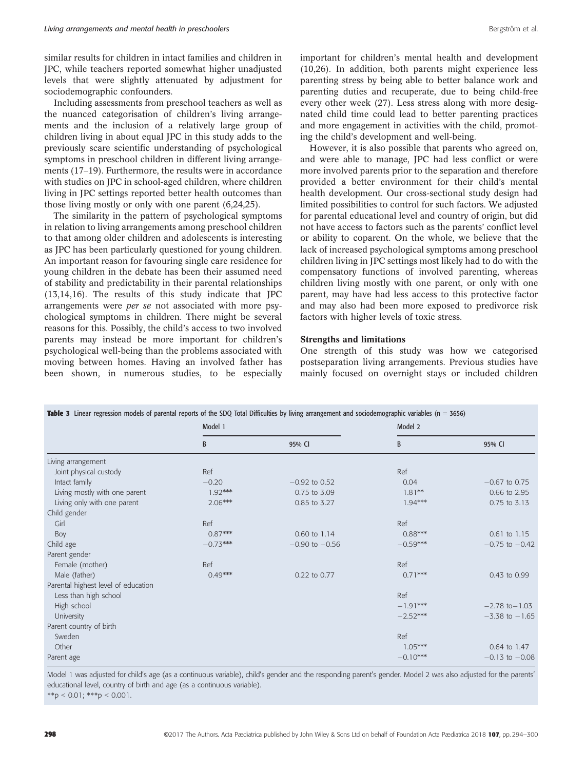similar results for children in intact families and children in JPC, while teachers reported somewhat higher unadjusted levels that were slightly attenuated by adjustment for sociodemographic confounders.

Including assessments from preschool teachers as well as the nuanced categorisation of children's living arrangements and the inclusion of a relatively large group of children living in about equal JPC in this study adds to the previously scarce scientific understanding of psychological symptoms in preschool children in different living arrangements (17–19). Furthermore, the results were in accordance with studies on JPC in school-aged children, where children living in JPC settings reported better health outcomes than those living mostly or only with one parent (6,24,25).

The similarity in the pattern of psychological symptoms in relation to living arrangements among preschool children to that among older children and adolescents is interesting as JPC has been particularly questioned for young children. An important reason for favouring single care residence for young children in the debate has been their assumed need of stability and predictability in their parental relationships (13,14,16). The results of this study indicate that JPC arrangements were *per se* not associated with more psychological symptoms in children. There might be several reasons for this. Possibly, the child's access to two involved parents may instead be more important for children's psychological well-being than the problems associated with moving between homes. Having an involved father has been shown, in numerous studies, to be especially important for children's mental health and development (10,26). In addition, both parents might experience less parenting stress by being able to better balance work and parenting duties and recuperate, due to being child-free every other week (27). Less stress along with more designated child time could lead to better parenting practices and more engagement in activities with the child, promoting the child's development and well-being.

However, it is also possible that parents who agreed on, and were able to manage, JPC had less conflict or were more involved parents prior to the separation and therefore provided a better environment for their child's mental health development. Our cross-sectional study design had limited possibilities to control for such factors. We adjusted for parental educational level and country of origin, but did not have access to factors such as the parents' conflict level or ability to coparent. On the whole, we believe that the lack of increased psychological symptoms among preschool children living in JPC settings most likely had to do with the compensatory functions of involved parenting, whereas children living mostly with one parent, or only with one parent, may have had less access to this protective factor and may also had been more exposed to predivorce risk factors with higher levels of toxic stress.

### Strengths and limitations

One strength of this study was how we categorised postseparation living arrangements. Previous studies have mainly focused on overnight stays or included children

**Table 3** Linear regression models of parental reports of the SDQ Total Difficulties by living arrangement and sociodemographic variables ($n = 3656$)

| | Model 1 | | Model 2 | |
|---|---|---|---|---|
| | B | 95% CI | B | 95% CI |
| Living arrangement | | | | |
| Joint physical custody | Ref | | Ref | |
| Intact family | −0.20 | −0.92 to 0.52 | 0.04 | −0.67 to 0.75 |
| Living mostly with one parent | 1.92*** | 0.75 to 3.09 | 1.81** | 0.66 to 2.95 |
| Living only with one parent | 2.06*** | 0.85 to 3.27 | 1.94*** | 0.75 to 3.13 |
| Child gender | | | | |
| Girl | Ref | | Ref | |
| Boy | 0.87*** | 0.60 to 1.14 | 0.88*** | 0.61 to 1.15 |
| Child age | −0.73*** | −0.90 to −0.56 | −0.59*** | −0.75 to −0.42 |
| Parent gender | | | | |
| Female (mother) | Ref | | Ref | |
| Male (father) | 0.49*** | 0.22 to 0.77 | 0.71*** | 0.43 to 0.99 |
| Parental highest level of education | | | | |
| Less than high school | | | Ref | |
| High school | | | −1.91*** | −2.78 to −1.03 |
| University | | | −2.52*** | −3.38 to −1.65 |
| Parent country of birth | | | | |
| Sweden | | | Ref | |
| Other | | | 1.05*** | 0.64 to 1.47 |
| Parent age | | | −0.10*** | −0.13 to −0.08 |

Model 1 was adjusted for child's age (as a continuous variable), child's gender and the responding parent's gender. Model 2 was also adjusted for the parents' educational level, country of birth and age (as a continuous variable).
**$p < 0.01$; ***$p < 0.001$.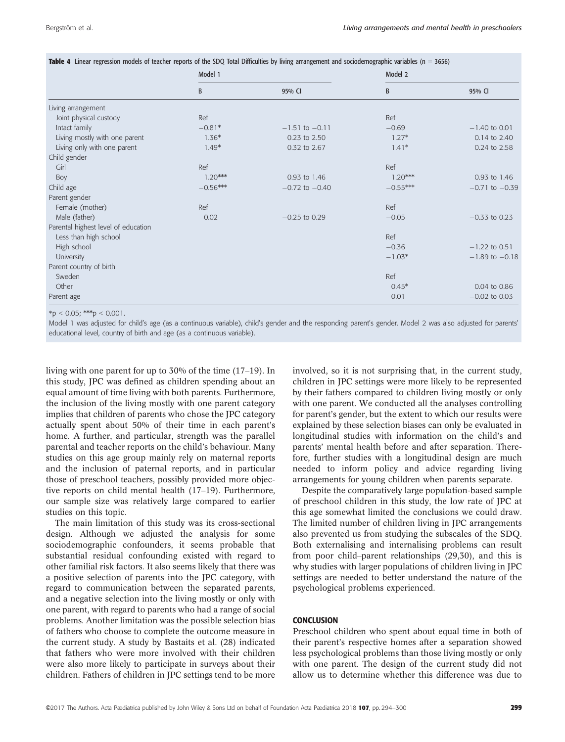**Table 4** Linear regression models of teacher reports of the SDQ Total Difficulties by living arrangement and sociodemographic variables (n = 3656)

| | Model 1 | | Model 2 | |
|---|---|---|---|---|
| | B | 95% CI | B | 95% CI |
| Living arrangement | | | | |
| Joint physical custody | Ref | | Ref | |
| Intact family | −0.81* | −1.51 to −0.11 | −0.69 | −1.40 to 0.01 |
| Living mostly with one parent | 1.36* | 0.23 to 2.50 | 1.27* | 0.14 to 2.40 |
| Living only with one parent | 1.49* | 0.32 to 2.67 | 1.41* | 0.24 to 2.58 |
| Child gender | | | | |
| Girl | Ref | | Ref | |
| Boy | 1.20*** | 0.93 to 1.46 | 1.20*** | 0.93 to 1.46 |
| Child age | −0.56*** | −0.72 to −0.40 | −0.55*** | −0.71 to −0.39 |
| Parent gender | | | | |
| Female (mother) | Ref | | Ref | |
| Male (father) | 0.02 | −0.25 to 0.29 | −0.05 | −0.33 to 0.23 |
| Parental highest level of education | | | | |
| Less than high school | | | Ref | |
| High school | | | −0.36 | −1.22 to 0.51 |
| University | | | −1.03* | −1.89 to −0.18 |
| Parent country of birth | | | | |
| Sweden | | | Ref | |
| Other | | | 0.45* | 0.04 to 0.86 |
| Parent age | | | 0.01 | −0.02 to 0.03 |

*$p < 0.05$; ***$p < 0.001$.

Model 1 was adjusted for child's age (as a continuous variable), child's gender and the responding parent's gender. Model 2 was also adjusted for parents' educational level, country of birth and age (as a continuous variable).

living with one parent for up to 30% of the time (17–19). In this study, JPC was defined as children spending about an equal amount of time living with both parents. Furthermore, the inclusion of the living mostly with one parent category implies that children of parents who chose the JPC category actually spent about 50% of their time in each parent's home. A further, and particular, strength was the parallel parental and teacher reports on the child's behaviour. Many studies on this age group mainly rely on maternal reports and the inclusion of paternal reports, and in particular those of preschool teachers, possibly provided more objective reports on child mental health (17–19). Furthermore, our sample size was relatively large compared to earlier studies on this topic.

The main limitation of this study was its cross-sectional design. Although we adjusted the analysis for some sociodemographic confounders, it seems probable that substantial residual confounding existed with regard to other familial risk factors. It also seems likely that there was a positive selection of parents into the JPC category, with regard to communication between the separated parents, and a negative selection into the living mostly or only with one parent, with regard to parents who had a range of social problems. Another limitation was the possible selection bias of fathers who choose to complete the outcome measure in the current study. A study by Bastaits et al. (28) indicated that fathers who were more involved with their children were also more likely to participate in surveys about their children. Fathers of children in JPC settings tend to be more involved, so it is not surprising that, in the current study, children in JPC settings were more likely to be represented by their fathers compared to children living mostly or only with one parent. We conducted all the analyses controlling for parent's gender, but the extent to which our results were explained by these selection biases can only be evaluated in longitudinal studies with information on the child's and parents' mental health before and after separation. Therefore, further studies with a longitudinal design are much needed to inform policy and advice regarding living arrangements for young children when parents separate.

Despite the comparatively large population-based sample of preschool children in this study, the low rate of JPC at this age somewhat limited the conclusions we could draw. The limited number of children living in JPC arrangements also prevented us from studying the subscales of the SDQ. Both externalising and internalising problems can result from poor child–parent relationships (29,30), and this is why studies with larger populations of children living in JPC settings are needed to better understand the nature of the psychological problems experienced.

## CONCLUSION

Preschool children who spent about equal time in both of their parent's respective homes after a separation showed less psychological problems than those living mostly or only with one parent. The design of the current study did not allow us to determine whether this difference was due to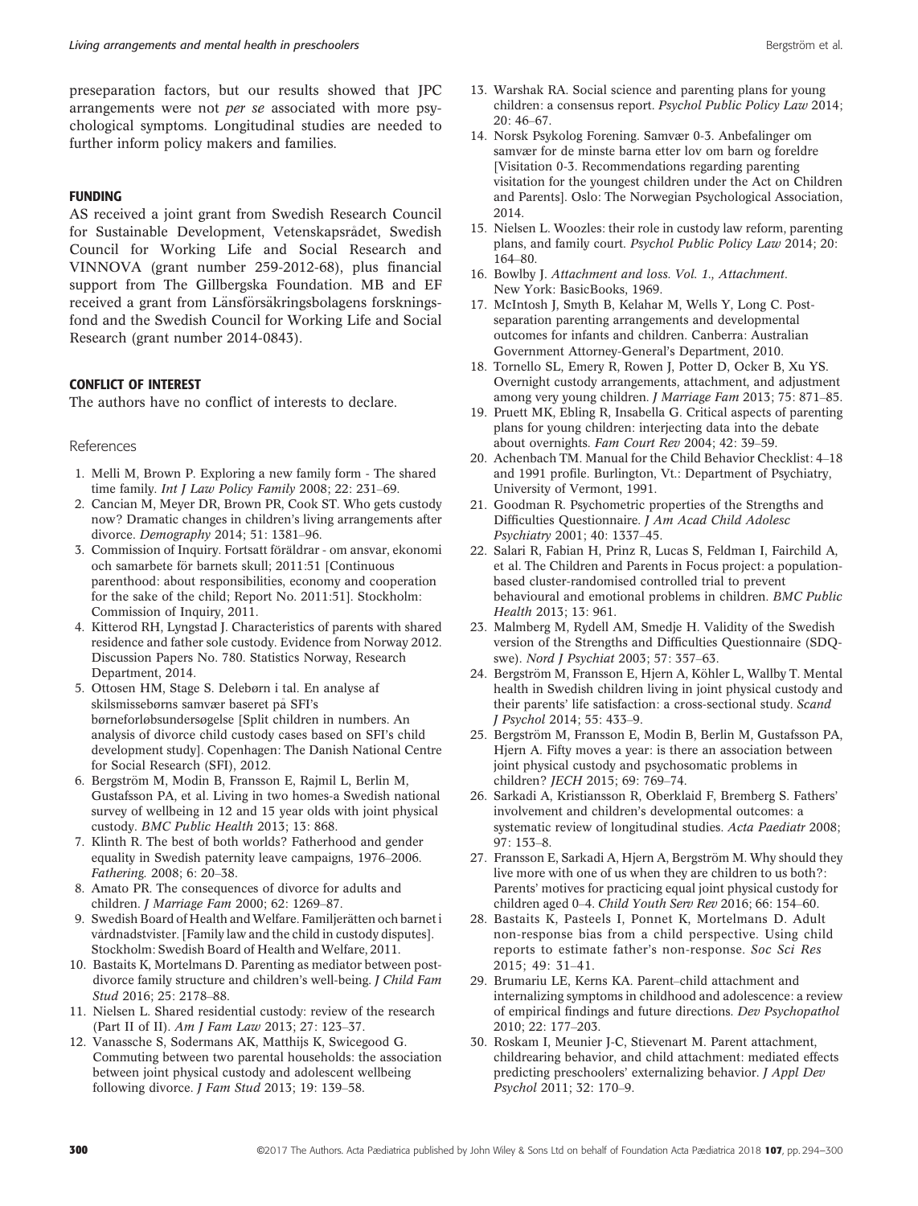preseparation factors, but our results showed that JPC arrangements were not *per se* associated with more psychological symptoms. Longitudinal studies are needed to further inform policy makers and families.

## FUNDING

AS received a joint grant from Swedish Research Council for Sustainable Development, Vetenskapsrådet, Swedish Council for Working Life and Social Research and VINNOVA (grant number 259-2012-68), plus financial support from The Gillbergska Foundation. MB and EF received a grant from Länsförsäkringsbolagens forskningsfond and the Swedish Council for Working Life and Social Research (grant number 2014-0843).

## CONFLICT OF INTEREST

The authors have no conflict of interests to declare.

## References

1. Melli M, Brown P. Exploring a new family form - The shared time family. *Int J Law Policy Family* 2008; 22: 231–69.
2. Cancian M, Meyer DR, Brown PR, Cook ST. Who gets custody now? Dramatic changes in children's living arrangements after divorce. *Demography* 2014; 51: 1381–96.
3. Commission of Inquiry. Fortsatt föräldrar - om ansvar, ekonomi och samarbete för barnets skull; 2011:51 [Continuous parenthood: about responsibilities, economy and cooperation for the sake of the child; Report No. 2011:51]. Stockholm: Commission of Inquiry, 2011.
4. Kitterod RH, Lyngstad J. Characteristics of parents with shared residence and father sole custody. Evidence from Norway 2012. Discussion Papers No. 780. Statistics Norway, Research Department, 2014.
5. Ottosen HM, Stage S. Delebørn i tal. En analyse af skilsmissebørns samvær baseret på SFI's børneforløbsundersøgelse [Split children in numbers. An analysis of divorce child custody cases based on SFI's child development study]. Copenhagen: The Danish National Centre for Social Research (SFI), 2012.
6. Bergström M, Modin B, Fransson E, Rajmil L, Berlin M, Gustafsson PA, et al. Living in two homes-a Swedish national survey of wellbeing in 12 and 15 year olds with joint physical custody. *BMC Public Health* 2013; 13: 868.
7. Klinth R. The best of both worlds? Fatherhood and gender equality in Swedish paternity leave campaigns, 1976–2006. *Fathering.* 2008; 6: 20–38.
8. Amato PR. The consequences of divorce for adults and children. *J Marriage Fam* 2000; 62: 1269–87.
9. Swedish Board of Health and Welfare. Familjerätten och barnet i vårdnadstvister. [Family law and the child in custody disputes]. Stockholm: Swedish Board of Health and Welfare, 2011.
10. Bastaits K, Mortelmans D. Parenting as mediator between post-divorce family structure and children's well-being. *J Child Fam Stud* 2016; 25: 2178–88.
11. Nielsen L. Shared residential custody: review of the research (Part II of II). *Am J Fam Law* 2013; 27: 123–37.
12. Vanassche S, Sodermans AK, Matthijs K, Swicegood G. Commuting between two parental households: the association between joint physical custody and adolescent wellbeing following divorce. *J Fam Stud* 2013; 19: 139–58.
13. Warshak RA. Social science and parenting plans for young children: a consensus report. *Psychol Public Policy Law* 2014; 20: 46–67.
14. Norsk Psykolog Forening. Samvær 0-3. Anbefalinger om samvær for de minste barna etter lov om barn og foreldre [Visitation 0-3. Recommendations regarding parenting visitation for the youngest children under the Act on Children and Parents]. Oslo: The Norwegian Psychological Association, 2014.
15. Nielsen L. Woozles: their role in custody law reform, parenting plans, and family court. *Psychol Public Policy Law* 2014; 20: 164–80.
16. Bowlby J. *Attachment and loss. Vol. 1., Attachment*. New York: BasicBooks, 1969.
17. McIntosh J, Smyth B, Kelahar M, Wells Y, Long C. Post-separation parenting arrangements and developmental outcomes for infants and children. Canberra: Australian Government Attorney-General's Department, 2010.
18. Tornello SL, Emery R, Rowen J, Potter D, Ocker B, Xu YS. Overnight custody arrangements, attachment, and adjustment among very young children. *J Marriage Fam* 2013; 75: 871–85.
19. Pruett MK, Ebling R, Insabella G. Critical aspects of parenting plans for young children: interjecting data into the debate about overnights. *Fam Court Rev* 2004; 42: 39–59.
20. Achenbach TM. Manual for the Child Behavior Checklist: 4–18 and 1991 profile. Burlington, Vt.: Department of Psychiatry, University of Vermont, 1991.
21. Goodman R. Psychometric properties of the Strengths and Difficulties Questionnaire. *J Am Acad Child Adolesc Psychiatry* 2001; 40: 1337–45.
22. Salari R, Fabian H, Prinz R, Lucas S, Feldman I, Fairchild A, et al. The Children and Parents in Focus project: a population-based cluster-randomised controlled trial to prevent behavioural and emotional problems in children. *BMC Public Health* 2013; 13: 961.
23. Malmberg M, Rydell AM, Smedje H. Validity of the Swedish version of the Strengths and Difficulties Questionnaire (SDQ-swe). *Nord J Psychiat* 2003; 57: 357–63.
24. Bergström M, Fransson E, Hjern A, Köhler L, Wallby T. Mental health in Swedish children living in joint physical custody and their parents' life satisfaction: a cross-sectional study. *Scand J Psychol* 2014; 55: 433–9.
25. Bergström M, Fransson E, Modin B, Berlin M, Gustafsson PA, Hjern A. Fifty moves a year: is there an association between joint physical custody and psychosomatic problems in children? *JECH* 2015; 69: 769–74.
26. Sarkadi A, Kristiansson R, Oberklaid F, Bremberg S. Fathers' involvement and children's developmental outcomes: a systematic review of longitudinal studies. *Acta Paediatr* 2008; 97: 153–8.
27. Fransson E, Sarkadi A, Hjern A, Bergström M. Why should they live more with one of us when they are children to us both?: Parents' motives for practicing equal joint physical custody for children aged 0–4. *Child Youth Serv Rev* 2016; 66: 154–60.
28. Bastaits K, Pasteels I, Ponnet K, Mortelmans D. Adult non-response bias from a child perspective. Using child reports to estimate father's non-response. *Soc Sci Res* 2015; 49: 31–41.
29. Brumariu LE, Kerns KA. Parent–child attachment and internalizing symptoms in childhood and adolescence: a review of empirical findings and future directions. *Dev Psychopathol* 2010; 22: 177–203.
30. Roskam I, Meunier J-C, Stievenart M. Parent attachment, childrearing behavior, and child attachment: mediated effects predicting preschoolers' externalizing behavior. *J Appl Dev Psychol* 2011; 32: 170–9.